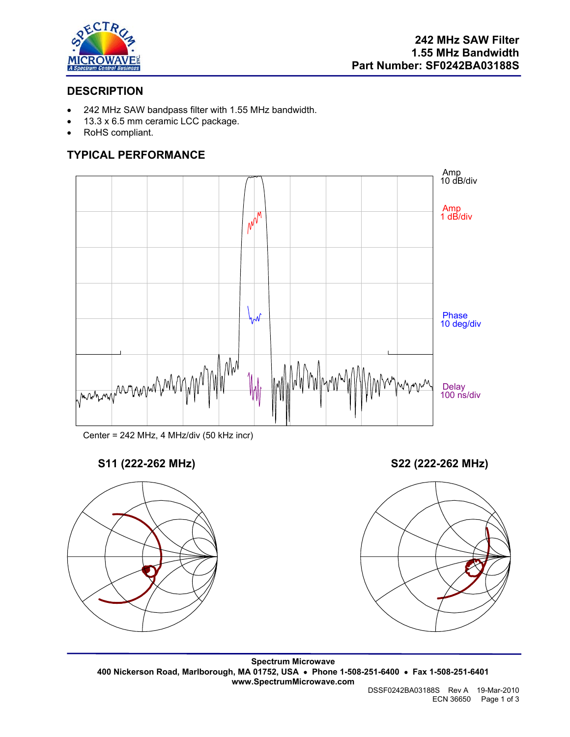# 242 MHz SAW Filter
# 1.55 MHz Bandwidth
# Part Number: SF0242BA03188S

## DESCRIPTION

- 242 MHz SAW bandpass filter with 1.55 MHz bandwidth.
- 13.3 x 6.5 mm ceramic LCC package.
- RoHS compliant.

## TYPICAL PERFORMANCE

Amp 10 dB/div

Amp 1 dB/div

Phase 10 deg/div

Delay 100 ns/div

Center = 242 MHz, 4 MHz/div (50 kHz incr)

**S11 (222-262 MHz)**

**S22 (222-262 MHz)**

**Spectrum Microwave**
**400 Nickerson Road, Marlborough, MA 01752, USA • Phone 1-508-251-6400 • Fax 1-508-251-6401**
**www.SpectrumMicrowave.com**

DSSF0242BA03188S Rev A 19-Mar-2010
ECN 36650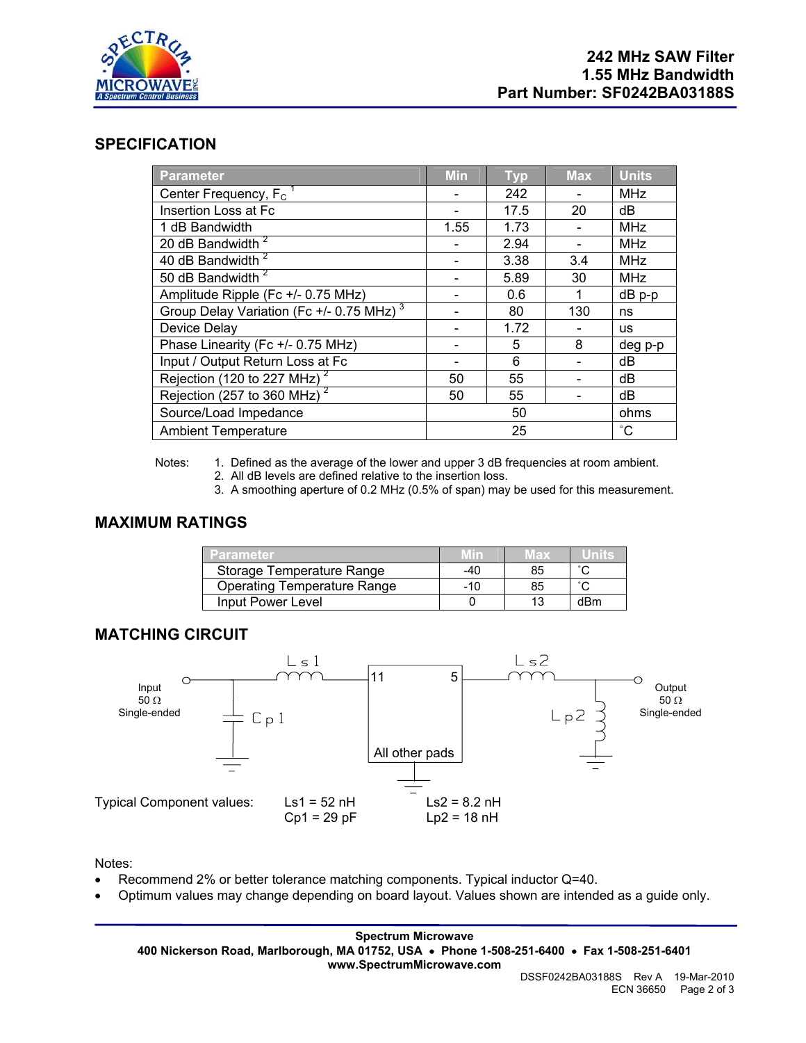**242 MHz SAW Filter**
**1.55 MHz Bandwidth**
**Part Number: SF0242BA03188S**

## SPECIFICATION

| Parameter | Min | Typ | Max | Units |
|---|---|---|---|---|
| Center Frequency, $F_C$ [1] | - | 242 | - | MHz |
| Insertion Loss at Fc | - | 17.5 | 20 | dB |
| 1 dB Bandwidth | 1.55 | 1.73 | - | MHz |
| 20 dB Bandwidth [2] | - | 2.94 | - | MHz |
| 40 dB Bandwidth [2] | - | 3.38 | 3.4 | MHz |
| 50 dB Bandwidth [2] | - | 5.89 | 30 | MHz |
| Amplitude Ripple (Fc +/- 0.75 MHz) | - | 0.6 | 1 | dB p-p |
| Group Delay Variation (Fc +/- 0.75 MHz) [3] | - | 80 | 130 | ns |
| Device Delay | - | 1.72 | - | us |
| Phase Linearity (Fc +/- 0.75 MHz) | - | 5 | 8 | deg p-p |
| Input / Output Return Loss at Fc | - | 6 | - | dB |
| Rejection (120 to 227 MHz) [2] | 50 | 55 | - | dB |
| Rejection (257 to 360 MHz) [2] | 50 | 55 | - | dB |
| Source/Load Impedance | | 50 | | ohms |
| Ambient Temperature | | 25 | | ˚C |

Notes:
1. Defined as the average of the lower and upper 3 dB frequencies at room ambient.
2. All dB levels are defined relative to the insertion loss.
3. A smoothing aperture of 0.2 MHz (0.5% of span) may be used for this measurement.

## MAXIMUM RATINGS

| Parameter | Min | Max | Units |
|---|---|---|---|
| Storage Temperature Range | -40 | 85 | ˚C |
| Operating Temperature Range | -10 | 85 | ˚C |
| Input Power Level | 0 | 13 | dBm |

## MATCHING CIRCUIT

Input 50 Ω Single-ended — Ls1 — 11 [SAW filter, All other pads grounded] 5 — Ls2 — Output 50 Ω Single-ended
Cp1 (shunt at input), Lp2 (shunt at output)

Typical Component values:

Ls1 = 52 nH
Cp1 = 29 pF

Ls2 = 8.2 nH
Lp2 = 18 nH

Notes:
- Recommend 2% or better tolerance matching components. Typical inductor Q=40.
- Optimum values may change depending on board layout. Values shown are intended as a guide only.

**Spectrum Microwave**
**400 Nickerson Road, Marlborough, MA 01752, USA • Phone 1-508-251-6400 • Fax 1-508-251-6401**
**www.SpectrumMicrowave.com**

DSSF0242BA03188S Rev A 19-Mar-2010
ECN 36650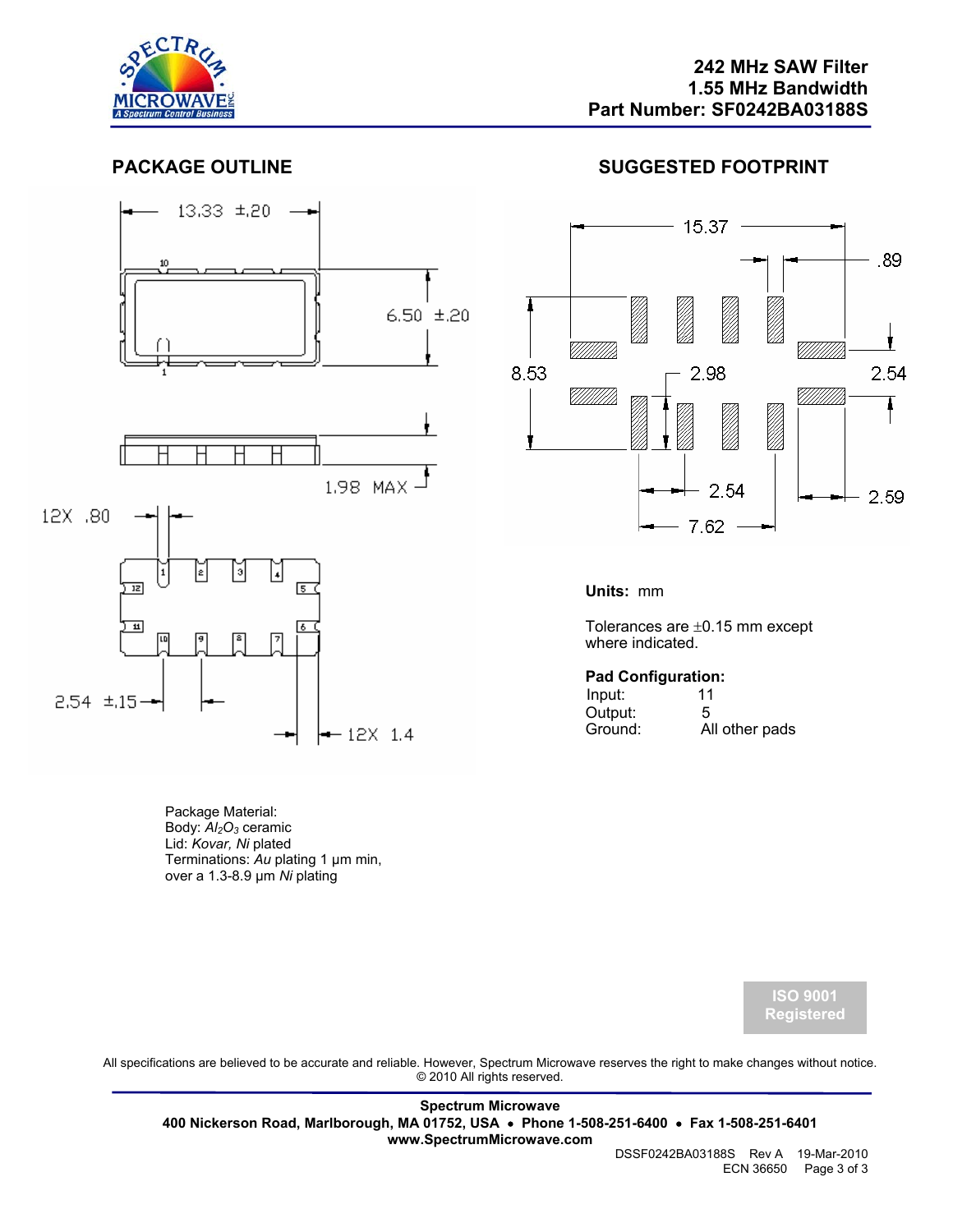**242 MHz SAW Filter**
**1.55 MHz Bandwidth**
**Part Number: SF0242BA03188S**

## PACKAGE OUTLINE

13.33 ±.20

6.50 ±.20

1.98 MAX

12X .80

2.54 ±.15

12X 1.4

## SUGGESTED FOOTPRINT

15.37

.89

8.53

2.98

2.54

2.54

2.59

7.62

**Units:** mm

Tolerances are ±0.15 mm except where indicated.

**Pad Configuration:**

Input: 11
Output: 5
Ground: All other pads

Package Material:
Body: $Al_2O_3$ ceramic
Lid: *Kovar, Ni* plated
Terminations: *Au* plating 1 µm min, over a 1.3-8.9 µm *Ni* plating

ISO 9001 Registered

All specifications are believed to be accurate and reliable. However, Spectrum Microwave reserves the right to make changes without notice.
© 2010 All rights reserved.

**Spectrum Microwave**
**400 Nickerson Road, Marlborough, MA 01752, USA • Phone 1-508-251-6400 • Fax 1-508-251-6401**
**www.SpectrumMicrowave.com**

DSSF0242BA03188S Rev A 19-Mar-2010
ECN 36650